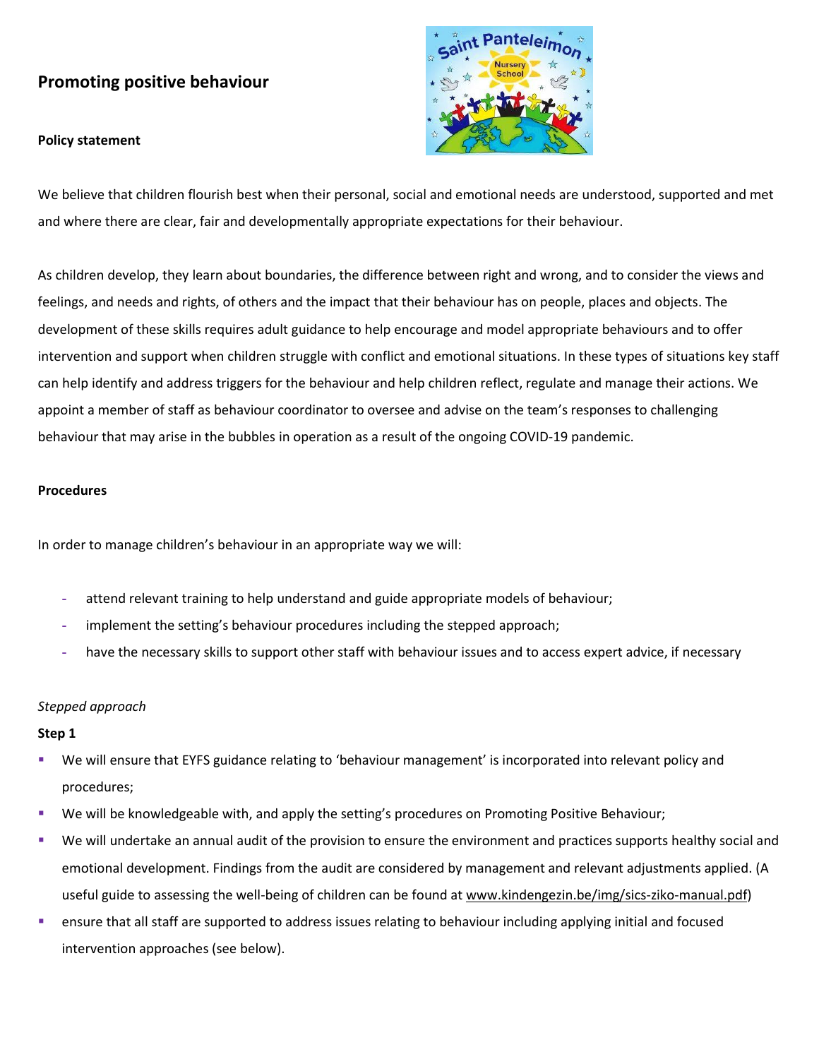# Promoting positive behaviour

**Policy statement**

We believe that children flourish best when their personal, social and emotional needs are understood, supported and met and where there are clear, fair and developmentally appropriate expectations for their behaviour.

As children develop, they learn about boundaries, the difference between right and wrong, and to consider the views and feelings, and needs and rights, of others and the impact that their behaviour has on people, places and objects. The development of these skills requires adult guidance to help encourage and model appropriate behaviours and to offer intervention and support when children struggle with conflict and emotional situations. In these types of situations key staff can help identify and address triggers for the behaviour and help children reflect, regulate and manage their actions. We appoint a member of staff as behaviour coordinator to oversee and advise on the team's responses to challenging behaviour that may arise in the bubbles in operation as a result of the ongoing COVID-19 pandemic.

**Procedures**

In order to manage children's behaviour in an appropriate way we will:

- attend relevant training to help understand and guide appropriate models of behaviour;
- implement the setting's behaviour procedures including the stepped approach;
- have the necessary skills to support other staff with behaviour issues and to access expert advice, if necessary

*Stepped approach*

**Step 1**

- We will ensure that EYFS guidance relating to 'behaviour management' is incorporated into relevant policy and procedures;
- We will be knowledgeable with, and apply the setting's procedures on Promoting Positive Behaviour;
- We will undertake an annual audit of the provision to ensure the environment and practices supports healthy social and emotional development. Findings from the audit are considered by management and relevant adjustments applied. (A useful guide to assessing the well-being of children can be found at www.kindengezin.be/img/sics-ziko-manual.pdf)
- ensure that all staff are supported to address issues relating to behaviour including applying initial and focused intervention approaches (see below).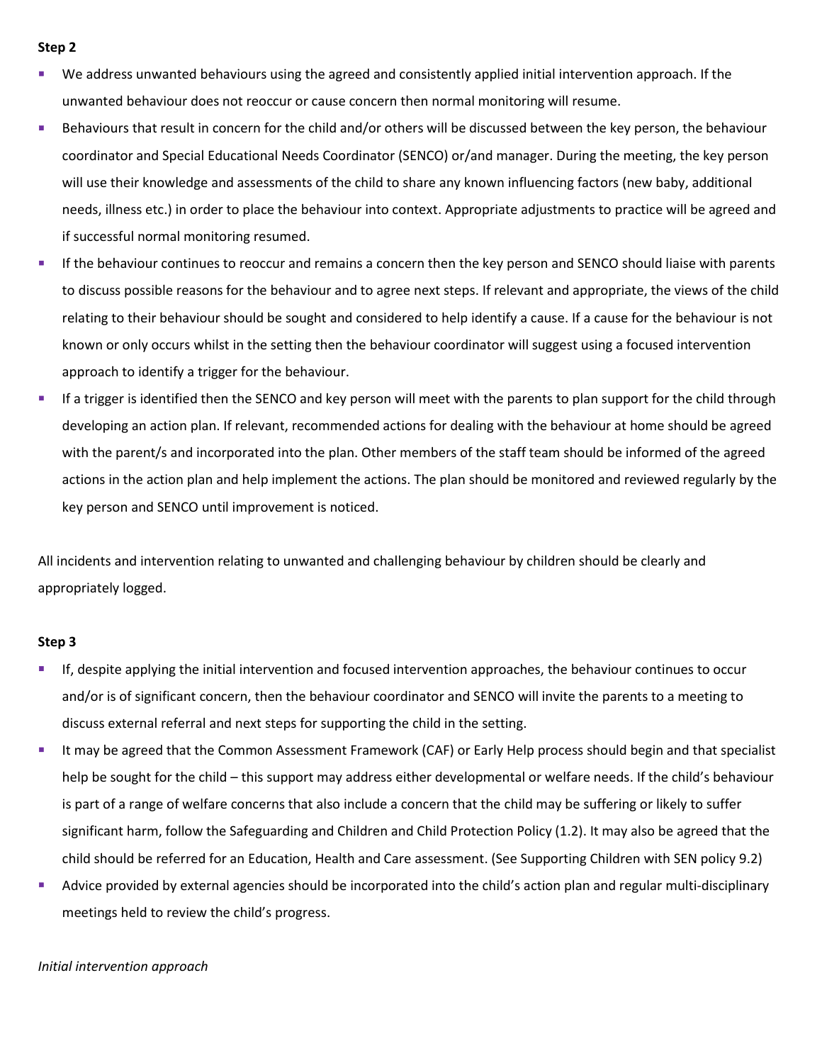**Step 2**

- We address unwanted behaviours using the agreed and consistently applied initial intervention approach. If the unwanted behaviour does not reoccur or cause concern then normal monitoring will resume.
- Behaviours that result in concern for the child and/or others will be discussed between the key person, the behaviour coordinator and Special Educational Needs Coordinator (SENCO) or/and manager. During the meeting, the key person will use their knowledge and assessments of the child to share any known influencing factors (new baby, additional needs, illness etc.) in order to place the behaviour into context. Appropriate adjustments to practice will be agreed and if successful normal monitoring resumed.
- If the behaviour continues to reoccur and remains a concern then the key person and SENCO should liaise with parents to discuss possible reasons for the behaviour and to agree next steps. If relevant and appropriate, the views of the child relating to their behaviour should be sought and considered to help identify a cause. If a cause for the behaviour is not known or only occurs whilst in the setting then the behaviour coordinator will suggest using a focused intervention approach to identify a trigger for the behaviour.
- If a trigger is identified then the SENCO and key person will meet with the parents to plan support for the child through developing an action plan. If relevant, recommended actions for dealing with the behaviour at home should be agreed with the parent/s and incorporated into the plan. Other members of the staff team should be informed of the agreed actions in the action plan and help implement the actions. The plan should be monitored and reviewed regularly by the key person and SENCO until improvement is noticed.

All incidents and intervention relating to unwanted and challenging behaviour by children should be clearly and appropriately logged.

**Step 3**

- If, despite applying the initial intervention and focused intervention approaches, the behaviour continues to occur and/or is of significant concern, then the behaviour coordinator and SENCO will invite the parents to a meeting to discuss external referral and next steps for supporting the child in the setting.
- It may be agreed that the Common Assessment Framework (CAF) or Early Help process should begin and that specialist help be sought for the child – this support may address either developmental or welfare needs. If the child's behaviour is part of a range of welfare concerns that also include a concern that the child may be suffering or likely to suffer significant harm, follow the Safeguarding and Children and Child Protection Policy (1.2). It may also be agreed that the child should be referred for an Education, Health and Care assessment. (See Supporting Children with SEN policy 9.2)
- Advice provided by external agencies should be incorporated into the child's action plan and regular multi-disciplinary meetings held to review the child's progress.

*Initial intervention approach*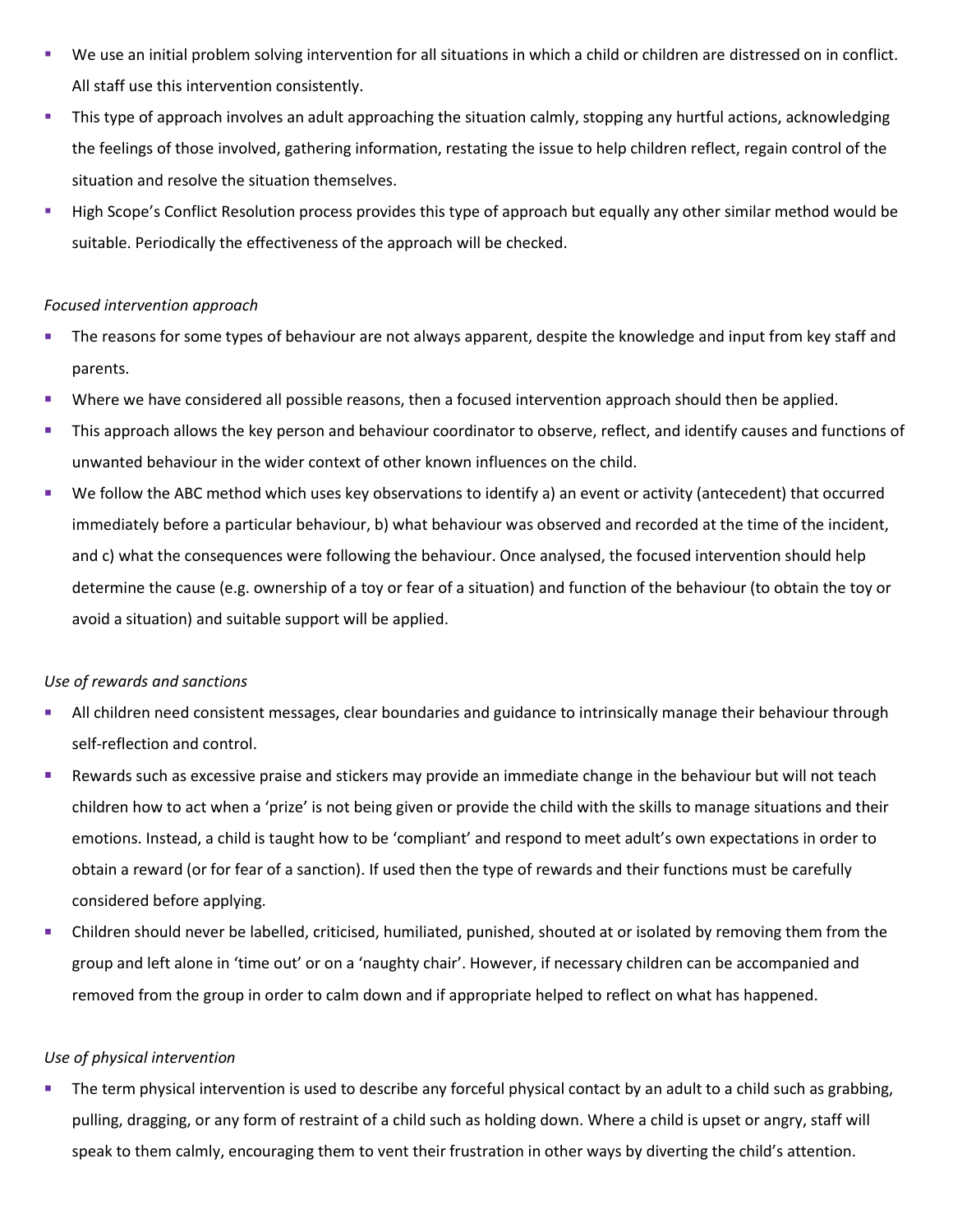- We use an initial problem solving intervention for all situations in which a child or children are distressed on in conflict. All staff use this intervention consistently.
- This type of approach involves an adult approaching the situation calmly, stopping any hurtful actions, acknowledging the feelings of those involved, gathering information, restating the issue to help children reflect, regain control of the situation and resolve the situation themselves.
- High Scope's Conflict Resolution process provides this type of approach but equally any other similar method would be suitable. Periodically the effectiveness of the approach will be checked.

*Focused intervention approach*

- The reasons for some types of behaviour are not always apparent, despite the knowledge and input from key staff and parents.
- Where we have considered all possible reasons, then a focused intervention approach should then be applied.
- This approach allows the key person and behaviour coordinator to observe, reflect, and identify causes and functions of unwanted behaviour in the wider context of other known influences on the child.
- We follow the ABC method which uses key observations to identify a) an event or activity (antecedent) that occurred immediately before a particular behaviour, b) what behaviour was observed and recorded at the time of the incident, and c) what the consequences were following the behaviour. Once analysed, the focused intervention should help determine the cause (e.g. ownership of a toy or fear of a situation) and function of the behaviour (to obtain the toy or avoid a situation) and suitable support will be applied.

*Use of rewards and sanctions*

- All children need consistent messages, clear boundaries and guidance to intrinsically manage their behaviour through self-reflection and control.
- Rewards such as excessive praise and stickers may provide an immediate change in the behaviour but will not teach children how to act when a 'prize' is not being given or provide the child with the skills to manage situations and their emotions. Instead, a child is taught how to be 'compliant' and respond to meet adult's own expectations in order to obtain a reward (or for fear of a sanction). If used then the type of rewards and their functions must be carefully considered before applying.
- Children should never be labelled, criticised, humiliated, punished, shouted at or isolated by removing them from the group and left alone in 'time out' or on a 'naughty chair'. However, if necessary children can be accompanied and removed from the group in order to calm down and if appropriate helped to reflect on what has happened.

*Use of physical intervention*

- The term physical intervention is used to describe any forceful physical contact by an adult to a child such as grabbing, pulling, dragging, or any form of restraint of a child such as holding down. Where a child is upset or angry, staff will speak to them calmly, encouraging them to vent their frustration in other ways by diverting the child's attention.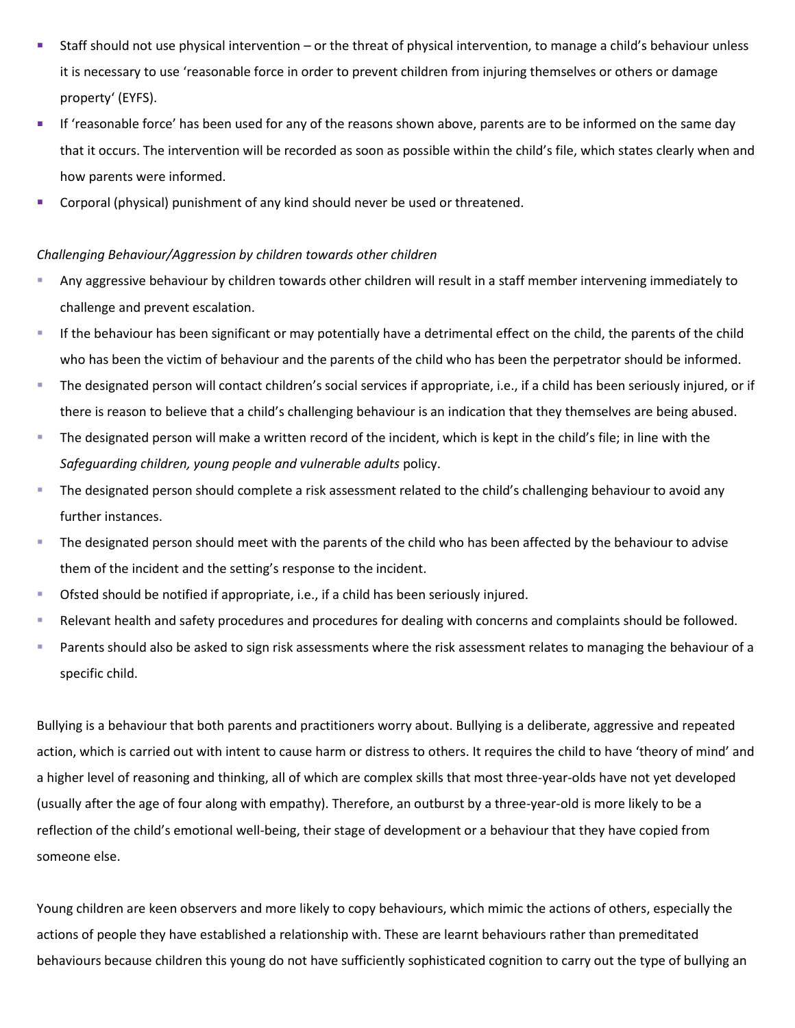- Staff should not use physical intervention – or the threat of physical intervention, to manage a child's behaviour unless it is necessary to use 'reasonable force in order to prevent children from injuring themselves or others or damage property' (EYFS).
- If 'reasonable force' has been used for any of the reasons shown above, parents are to be informed on the same day that it occurs. The intervention will be recorded as soon as possible within the child's file, which states clearly when and how parents were informed.
- Corporal (physical) punishment of any kind should never be used or threatened.

*Challenging Behaviour/Aggression by children towards other children*

- Any aggressive behaviour by children towards other children will result in a staff member intervening immediately to challenge and prevent escalation.
- If the behaviour has been significant or may potentially have a detrimental effect on the child, the parents of the child who has been the victim of behaviour and the parents of the child who has been the perpetrator should be informed.
- The designated person will contact children's social services if appropriate, i.e., if a child has been seriously injured, or if there is reason to believe that a child's challenging behaviour is an indication that they themselves are being abused.
- The designated person will make a written record of the incident, which is kept in the child's file; in line with the *Safeguarding children, young people and vulnerable adults* policy.
- The designated person should complete a risk assessment related to the child's challenging behaviour to avoid any further instances.
- The designated person should meet with the parents of the child who has been affected by the behaviour to advise them of the incident and the setting's response to the incident.
- Ofsted should be notified if appropriate, i.e., if a child has been seriously injured.
- Relevant health and safety procedures and procedures for dealing with concerns and complaints should be followed.
- Parents should also be asked to sign risk assessments where the risk assessment relates to managing the behaviour of a specific child.

Bullying is a behaviour that both parents and practitioners worry about. Bullying is a deliberate, aggressive and repeated action, which is carried out with intent to cause harm or distress to others. It requires the child to have 'theory of mind' and a higher level of reasoning and thinking, all of which are complex skills that most three-year-olds have not yet developed (usually after the age of four along with empathy). Therefore, an outburst by a three-year-old is more likely to be a reflection of the child's emotional well-being, their stage of development or a behaviour that they have copied from someone else.

Young children are keen observers and more likely to copy behaviours, which mimic the actions of others, especially the actions of people they have established a relationship with. These are learnt behaviours rather than premeditated behaviours because children this young do not have sufficiently sophisticated cognition to carry out the type of bullying an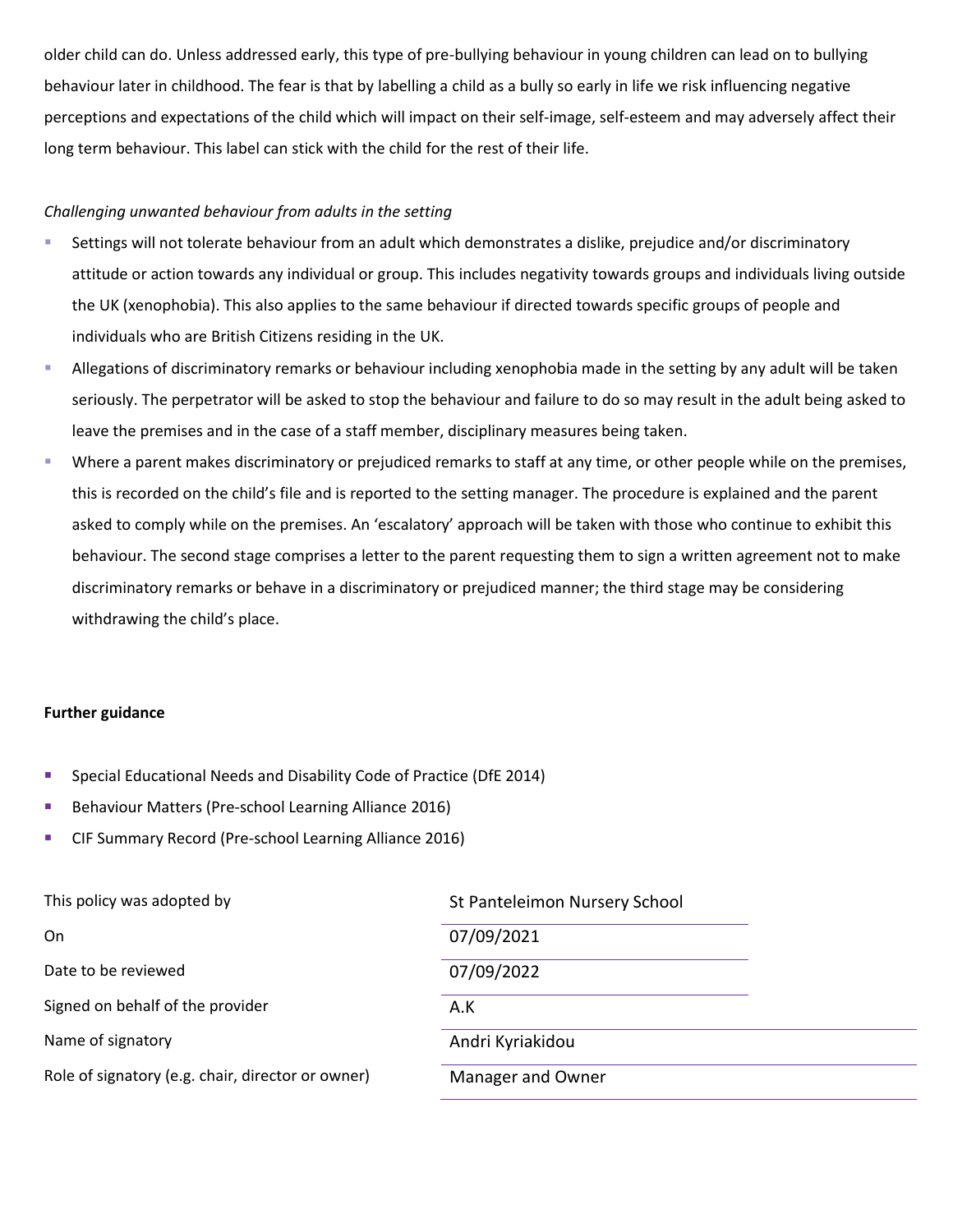older child can do. Unless addressed early, this type of pre-bullying behaviour in young children can lead on to bullying behaviour later in childhood. The fear is that by labelling a child as a bully so early in life we risk influencing negative perceptions and expectations of the child which will impact on their self-image, self-esteem and may adversely affect their long term behaviour. This label can stick with the child for the rest of their life.

*Challenging unwanted behaviour from adults in the setting*

- Settings will not tolerate behaviour from an adult which demonstrates a dislike, prejudice and/or discriminatory attitude or action towards any individual or group. This includes negativity towards groups and individuals living outside the UK (xenophobia). This also applies to the same behaviour if directed towards specific groups of people and individuals who are British Citizens residing in the UK.
- Allegations of discriminatory remarks or behaviour including xenophobia made in the setting by any adult will be taken seriously. The perpetrator will be asked to stop the behaviour and failure to do so may result in the adult being asked to leave the premises and in the case of a staff member, disciplinary measures being taken.
- Where a parent makes discriminatory or prejudiced remarks to staff at any time, or other people while on the premises, this is recorded on the child's file and is reported to the setting manager. The procedure is explained and the parent asked to comply while on the premises. An 'escalatory' approach will be taken with those who continue to exhibit this behaviour. The second stage comprises a letter to the parent requesting them to sign a written agreement not to make discriminatory remarks or behave in a discriminatory or prejudiced manner; the third stage may be considering withdrawing the child's place.

**Further guidance**

- Special Educational Needs and Disability Code of Practice (DfE 2014)
- Behaviour Matters (Pre-school Learning Alliance 2016)
- CIF Summary Record (Pre-school Learning Alliance 2016)

| | |
|---|---|
| This policy was adopted by | St Panteleimon Nursery School |
| On | 07/09/2021 |
| Date to be reviewed | 07/09/2022 |
| Signed on behalf of the provider | A.K |
| Name of signatory | Andri Kyriakidou |
| Role of signatory (e.g. chair, director or owner) | Manager and Owner |